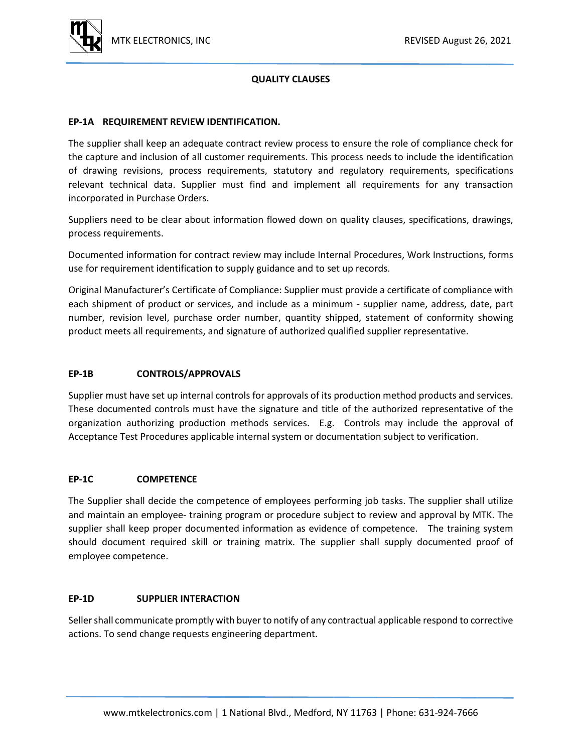# QUALITY CLAUSES

## EP-1A REQUIREMENT REVIEW IDENTIFICATION.

The supplier shall keep an adequate contract review process to ensure the role of compliance check for the capture and inclusion of all customer requirements. This process needs to include the identification of drawing revisions, process requirements, statutory and regulatory requirements, specifications relevant technical data. Supplier must find and implement all requirements for any transaction incorporated in Purchase Orders.

Suppliers need to be clear about information flowed down on quality clauses, specifications, drawings, process requirements.

Documented information for contract review may include Internal Procedures, Work Instructions, forms use for requirement identification to supply guidance and to set up records.

Original Manufacturer's Certificate of Compliance: Supplier must provide a certificate of compliance with each shipment of product or services, and include as a minimum - supplier name, address, date, part number, revision level, purchase order number, quantity shipped, statement of conformity showing product meets all requirements, and signature of authorized qualified supplier representative.

## EP-1B CONTROLS/APPROVALS

Supplier must have set up internal controls for approvals of its production method products and services. These documented controls must have the signature and title of the authorized representative of the organization authorizing production methods services. E.g. Controls may include the approval of Acceptance Test Procedures applicable internal system or documentation subject to verification.

## EP-1C COMPETENCE

The Supplier shall decide the competence of employees performing job tasks. The supplier shall utilize and maintain an employee- training program or procedure subject to review and approval by MTK. The supplier shall keep proper documented information as evidence of competence. The training system should document required skill or training matrix. The supplier shall supply documented proof of employee competence.

## EP-1D SUPPLIER INTERACTION

Seller shall communicate promptly with buyer to notify of any contractual applicable respond to corrective actions. To send change requests engineering department.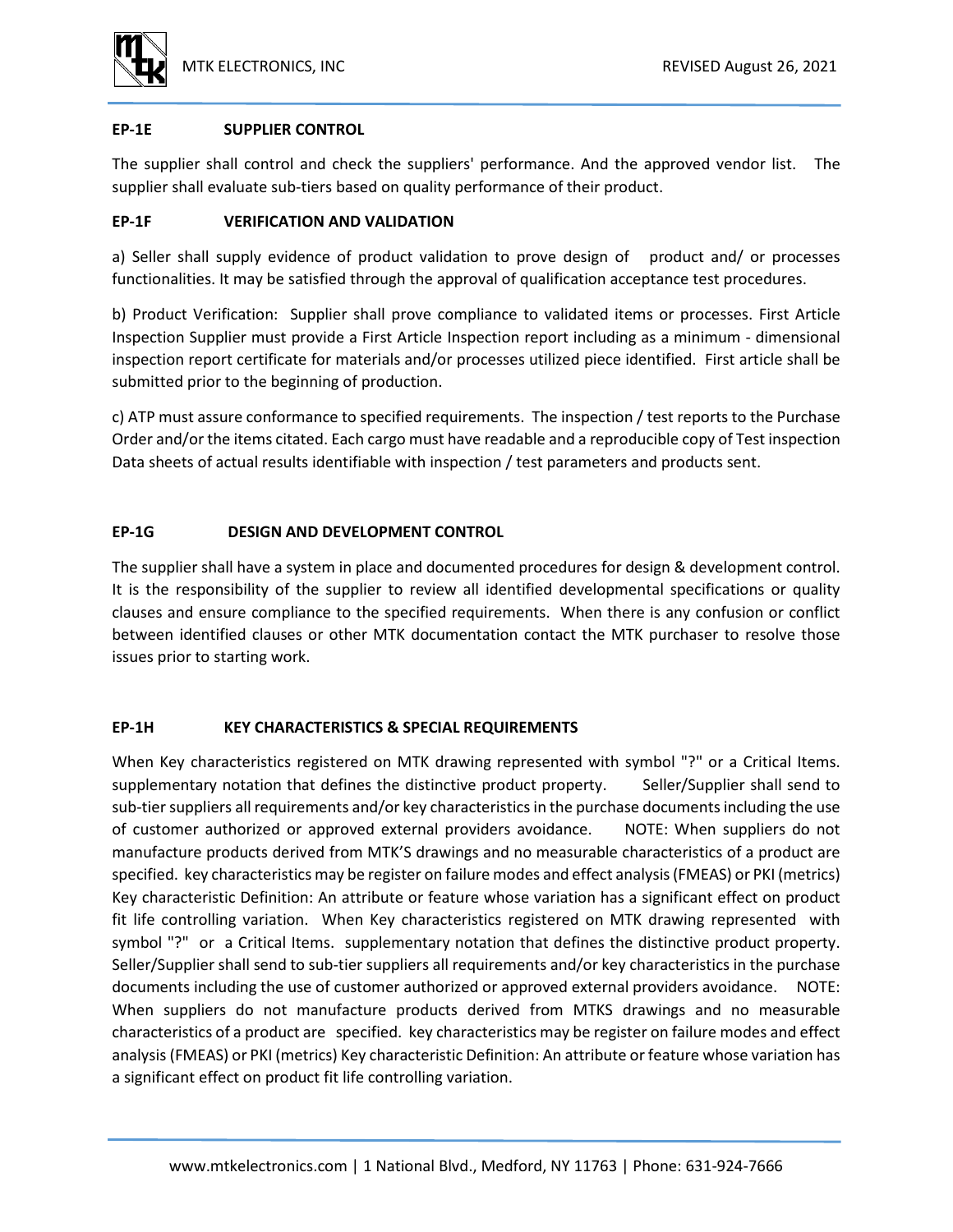**EP-1E SUPPLIER CONTROL**

The supplier shall control and check the suppliers' performance. And the approved vendor list. The supplier shall evaluate sub-tiers based on quality performance of their product.

**EP-1F VERIFICATION AND VALIDATION**

a) Seller shall supply evidence of product validation to prove design of product and/ or processes functionalities. It may be satisfied through the approval of qualification acceptance test procedures.

b) Product Verification: Supplier shall prove compliance to validated items or processes. First Article Inspection Supplier must provide a First Article Inspection report including as a minimum - dimensional inspection report certificate for materials and/or processes utilized piece identified. First article shall be submitted prior to the beginning of production.

c) ATP must assure conformance to specified requirements. The inspection / test reports to the Purchase Order and/or the items citated. Each cargo must have readable and a reproducible copy of Test inspection Data sheets of actual results identifiable with inspection / test parameters and products sent.

**EP-1G DESIGN AND DEVELOPMENT CONTROL**

The supplier shall have a system in place and documented procedures for design & development control. It is the responsibility of the supplier to review all identified developmental specifications or quality clauses and ensure compliance to the specified requirements. When there is any confusion or conflict between identified clauses or other MTK documentation contact the MTK purchaser to resolve those issues prior to starting work.

**EP-1H KEY CHARACTERISTICS & SPECIAL REQUIREMENTS**

When Key characteristics registered on MTK drawing represented with symbol "?" or a Critical Items. supplementary notation that defines the distinctive product property. Seller/Supplier shall send to sub-tier suppliers all requirements and/or key characteristics in the purchase documents including the use of customer authorized or approved external providers avoidance. NOTE: When suppliers do not manufacture products derived from MTK'S drawings and no measurable characteristics of a product are specified. key characteristics may be register on failure modes and effect analysis (FMEAS) or PKI (metrics) Key characteristic Definition: An attribute or feature whose variation has a significant effect on product fit life controlling variation. When Key characteristics registered on MTK drawing represented with symbol "?" or a Critical Items. supplementary notation that defines the distinctive product property. Seller/Supplier shall send to sub-tier suppliers all requirements and/or key characteristics in the purchase documents including the use of customer authorized or approved external providers avoidance. NOTE: When suppliers do not manufacture products derived from MTKS drawings and no measurable characteristics of a product are specified. key characteristics may be register on failure modes and effect analysis (FMEAS) or PKI (metrics) Key characteristic Definition: An attribute or feature whose variation has a significant effect on product fit life controlling variation.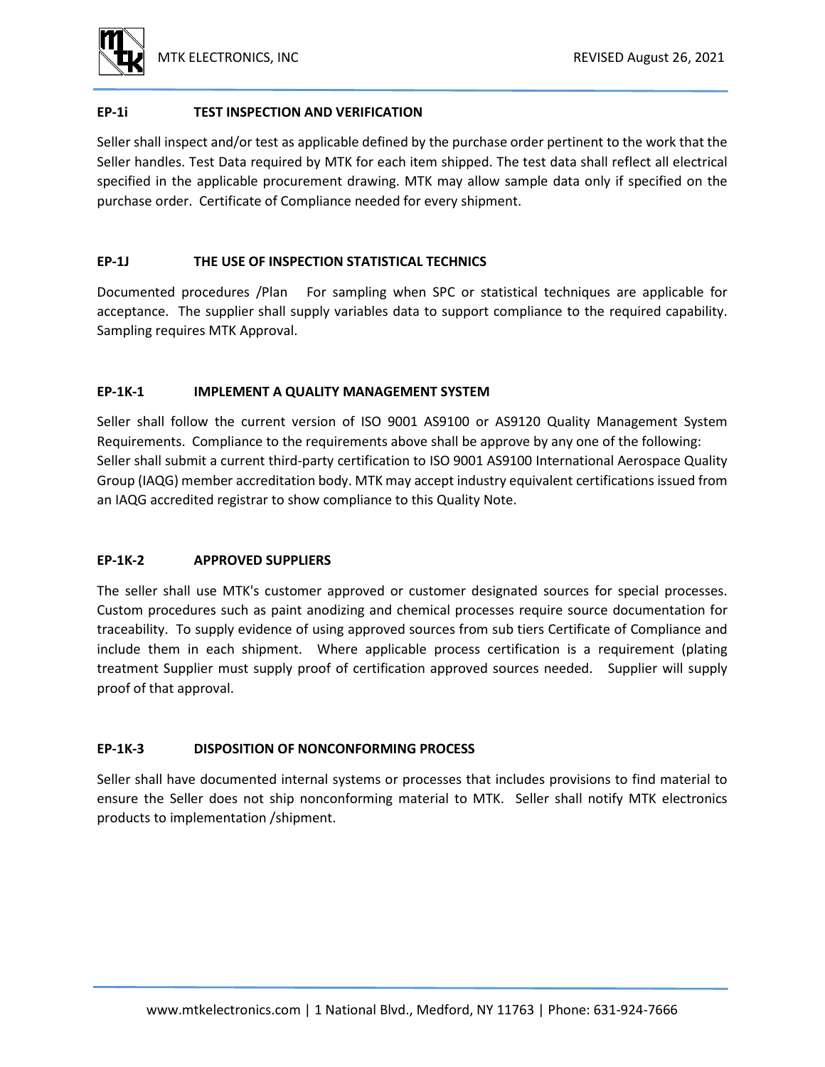**EP-1i TEST INSPECTION AND VERIFICATION**

Seller shall inspect and/or test as applicable defined by the purchase order pertinent to the work that the Seller handles. Test Data required by MTK for each item shipped. The test data shall reflect all electrical specified in the applicable procurement drawing. MTK may allow sample data only if specified on the purchase order. Certificate of Compliance needed for every shipment.

**EP-1J THE USE OF INSPECTION STATISTICAL TECHNICS**

Documented procedures /Plan For sampling when SPC or statistical techniques are applicable for acceptance. The supplier shall supply variables data to support compliance to the required capability. Sampling requires MTK Approval.

**EP-1K-1 IMPLEMENT A QUALITY MANAGEMENT SYSTEM**

Seller shall follow the current version of ISO 9001 AS9100 or AS9120 Quality Management System Requirements. Compliance to the requirements above shall be approve by any one of the following:
Seller shall submit a current third-party certification to ISO 9001 AS9100 International Aerospace Quality Group (IAQG) member accreditation body. MTK may accept industry equivalent certifications issued from an IAQG accredited registrar to show compliance to this Quality Note.

**EP-1K-2 APPROVED SUPPLIERS**

The seller shall use MTK's customer approved or customer designated sources for special processes. Custom procedures such as paint anodizing and chemical processes require source documentation for traceability. To supply evidence of using approved sources from sub tiers Certificate of Compliance and include them in each shipment. Where applicable process certification is a requirement (plating treatment Supplier must supply proof of certification approved sources needed. Supplier will supply proof of that approval.

**EP-1K-3 DISPOSITION OF NONCONFORMING PROCESS**

Seller shall have documented internal systems or processes that includes provisions to find material to ensure the Seller does not ship nonconforming material to MTK. Seller shall notify MTK electronics products to implementation /shipment.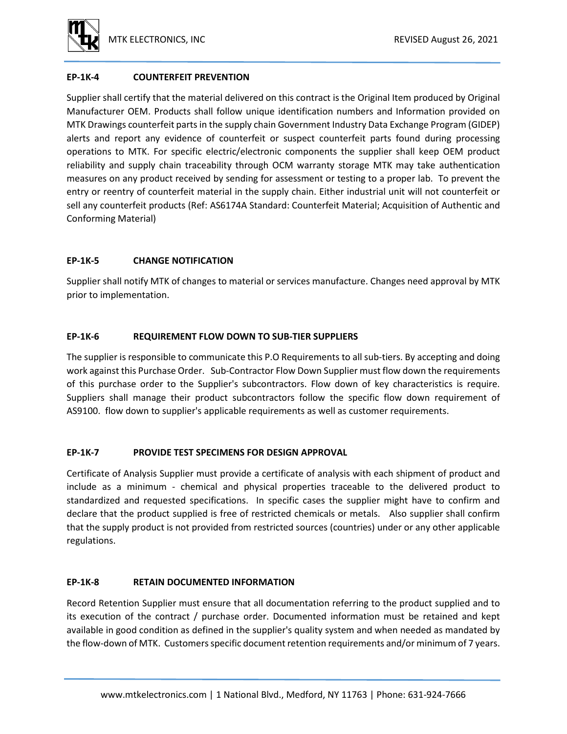## EP-1K-4 COUNTERFEIT PREVENTION

Supplier shall certify that the material delivered on this contract is the Original Item produced by Original Manufacturer OEM. Products shall follow unique identification numbers and Information provided on MTK Drawings counterfeit parts in the supply chain Government Industry Data Exchange Program (GIDEP) alerts and report any evidence of counterfeit or suspect counterfeit parts found during processing operations to MTK. For specific electric/electronic components the supplier shall keep OEM product reliability and supply chain traceability through OCM warranty storage MTK may take authentication measures on any product received by sending for assessment or testing to a proper lab. To prevent the entry or reentry of counterfeit material in the supply chain. Either industrial unit will not counterfeit or sell any counterfeit products (Ref: AS6174A Standard: Counterfeit Material; Acquisition of Authentic and Conforming Material)

## EP-1K-5 CHANGE NOTIFICATION

Supplier shall notify MTK of changes to material or services manufacture. Changes need approval by MTK prior to implementation.

## EP-1K-6 REQUIREMENT FLOW DOWN TO SUB-TIER SUPPLIERS

The supplier is responsible to communicate this P.O Requirements to all sub-tiers. By accepting and doing work against this Purchase Order. Sub-Contractor Flow Down Supplier must flow down the requirements of this purchase order to the Supplier's subcontractors. Flow down of key characteristics is require. Suppliers shall manage their product subcontractors follow the specific flow down requirement of AS9100. flow down to supplier's applicable requirements as well as customer requirements.

## EP-1K-7 PROVIDE TEST SPECIMENS FOR DESIGN APPROVAL

Certificate of Analysis Supplier must provide a certificate of analysis with each shipment of product and include as a minimum - chemical and physical properties traceable to the delivered product to standardized and requested specifications. In specific cases the supplier might have to confirm and declare that the product supplied is free of restricted chemicals or metals. Also supplier shall confirm that the supply product is not provided from restricted sources (countries) under or any other applicable regulations.

## EP-1K-8 RETAIN DOCUMENTED INFORMATION

Record Retention Supplier must ensure that all documentation referring to the product supplied and to its execution of the contract / purchase order. Documented information must be retained and kept available in good condition as defined in the supplier's quality system and when needed as mandated by the flow-down of MTK. Customers specific document retention requirements and/or minimum of 7 years.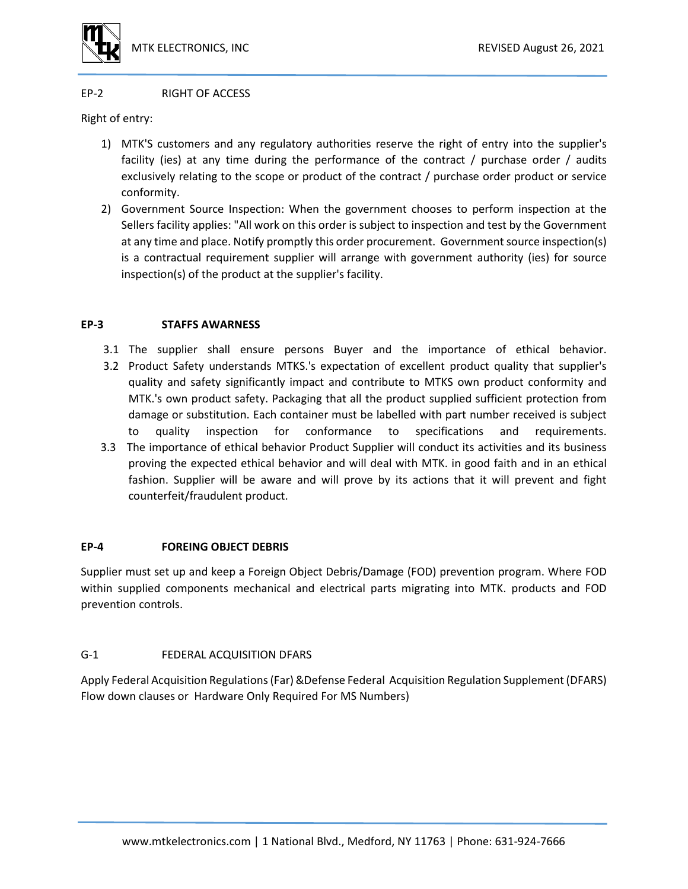## EP-2 RIGHT OF ACCESS

Right of entry:

1) MTK'S customers and any regulatory authorities reserve the right of entry into the supplier's facility (ies) at any time during the performance of the contract / purchase order / audits exclusively relating to the scope or product of the contract / purchase order product or service conformity.
2) Government Source Inspection: When the government chooses to perform inspection at the Sellers facility applies: "All work on this order is subject to inspection and test by the Government at any time and place. Notify promptly this order procurement. Government source inspection(s) is a contractual requirement supplier will arrange with government authority (ies) for source inspection(s) of the product at the supplier's facility.

## EP-3 STAFFS AWARNESS

3.1 The supplier shall ensure persons Buyer and the importance of ethical behavior.

3.2 Product Safety understands MTKS.'s expectation of excellent product quality that supplier's quality and safety significantly impact and contribute to MTKS own product conformity and MTK.'s own product safety. Packaging that all the product supplied sufficient protection from damage or substitution. Each container must be labelled with part number received is subject to quality inspection for conformance to specifications and requirements.

3.3 The importance of ethical behavior Product Supplier will conduct its activities and its business proving the expected ethical behavior and will deal with MTK. in good faith and in an ethical fashion. Supplier will be aware and will prove by its actions that it will prevent and fight counterfeit/fraudulent product.

## EP-4 FOREING OBJECT DEBRIS

Supplier must set up and keep a Foreign Object Debris/Damage (FOD) prevention program. Where FOD within supplied components mechanical and electrical parts migrating into MTK. products and FOD prevention controls.

## G-1 FEDERAL ACQUISITION DFARS

Apply Federal Acquisition Regulations (Far) &Defense Federal Acquisition Regulation Supplement (DFARS) Flow down clauses or Hardware Only Required For MS Numbers)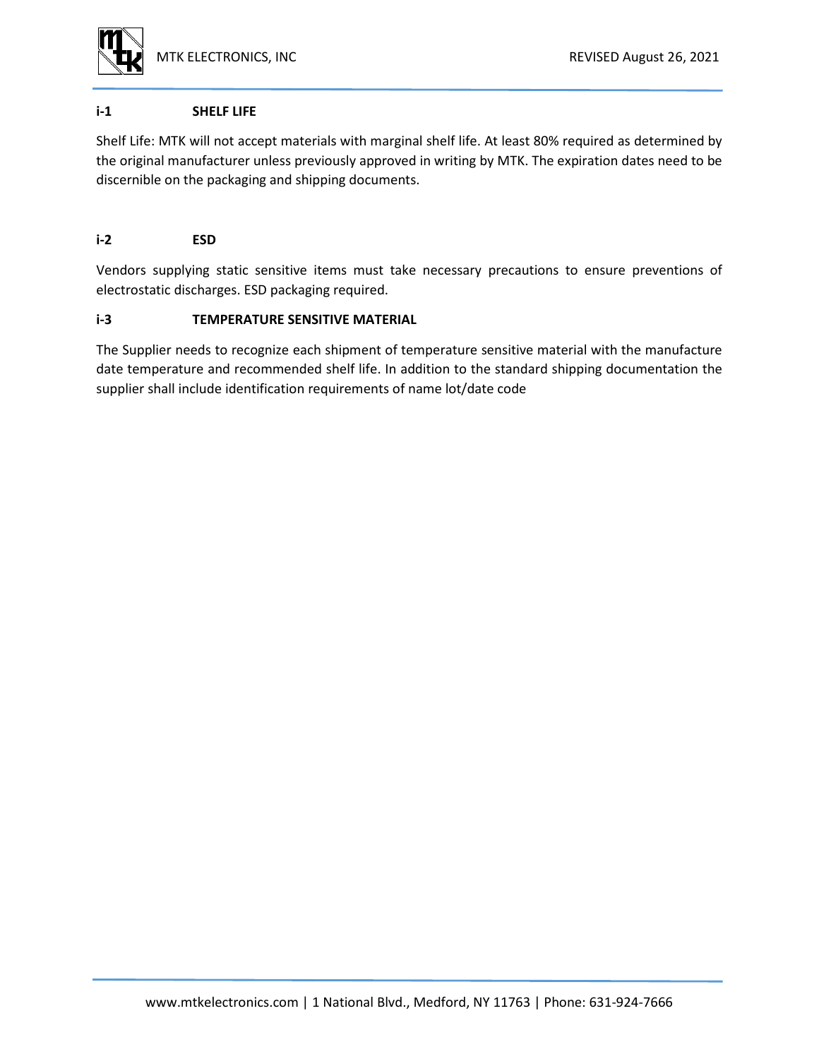### i-1 SHELF LIFE

Shelf Life: MTK will not accept materials with marginal shelf life. At least 80% required as determined by the original manufacturer unless previously approved in writing by MTK. The expiration dates need to be discernible on the packaging and shipping documents.

### i-2 ESD

Vendors supplying static sensitive items must take necessary precautions to ensure preventions of electrostatic discharges. ESD packaging required.

### i-3 TEMPERATURE SENSITIVE MATERIAL

The Supplier needs to recognize each shipment of temperature sensitive material with the manufacture date temperature and recommended shelf life. In addition to the standard shipping documentation the supplier shall include identification requirements of name lot/date code